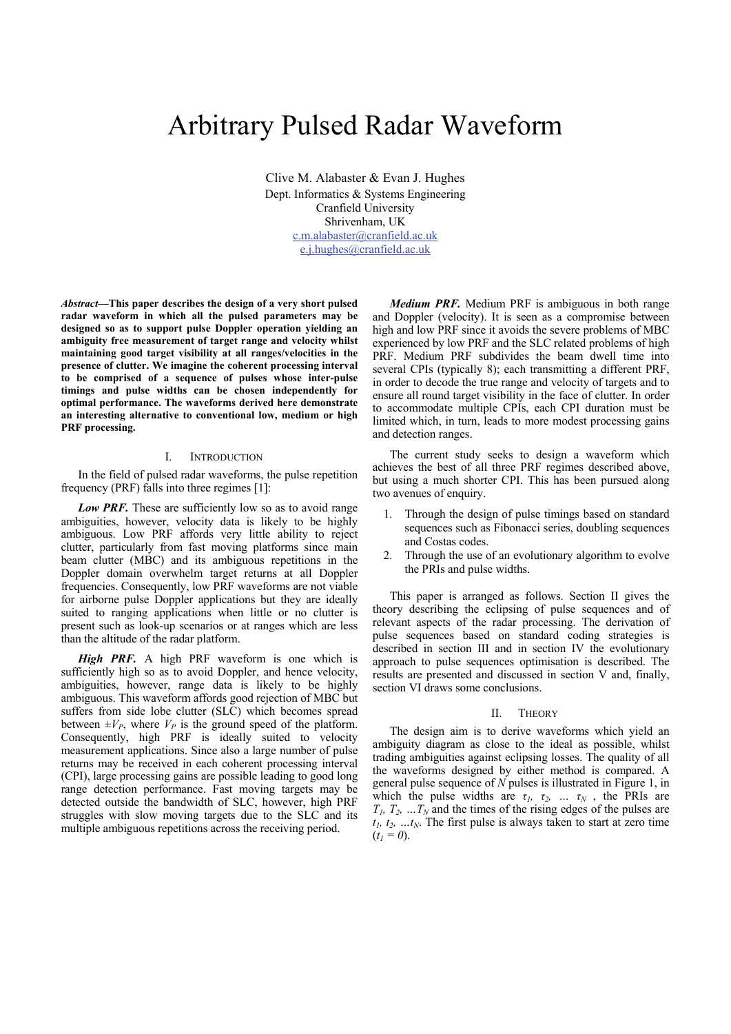# Arbitrary Pulsed Radar Waveform

Clive M. Alabaster & Evan J. Hughes
Dept. Informatics & Systems Engineering
Cranfield University
Shrivenham, UK
c.m.alabaster@cranfield.ac.uk
e.j.hughes@cranfield.ac.uk

***Abstract*—This paper describes the design of a very short pulsed radar waveform in which all the pulsed parameters may be designed so as to support pulse Doppler operation yielding an ambiguity free measurement of target range and velocity whilst maintaining good target visibility at all ranges/velocities in the presence of clutter. We imagine the coherent processing interval to be comprised of a sequence of pulses whose inter-pulse timings and pulse widths can be chosen independently for optimal performance. The waveforms derived here demonstrate an interesting alternative to conventional low, medium or high PRF processing.**

## I. Introduction

In the field of pulsed radar waveforms, the pulse repetition frequency (PRF) falls into three regimes [1]:

***Low PRF.*** These are sufficiently low so as to avoid range ambiguities, however, velocity data is likely to be highly ambiguous. Low PRF affords very little ability to reject clutter, particularly from fast moving platforms since main beam clutter (MBC) and its ambiguous repetitions in the Doppler domain overwhelm target returns at all Doppler frequencies. Consequently, low PRF waveforms are not viable for airborne pulse Doppler applications but they are ideally suited to ranging applications when little or no clutter is present such as look-up scenarios or at ranges which are less than the altitude of the radar platform.

***High PRF.*** A high PRF waveform is one which is sufficiently high so as to avoid Doppler, and hence velocity, ambiguities, however, range data is likely to be highly ambiguous. This waveform affords good rejection of MBC but suffers from side lobe clutter (SLC) which becomes spread between $\pm V_P$, where $V_P$ is the ground speed of the platform. Consequently, high PRF is ideally suited to velocity measurement applications. Since also a large number of pulse returns may be received in each coherent processing interval (CPI), large processing gains are possible leading to good long range detection performance. Fast moving targets may be detected outside the bandwidth of SLC, however, high PRF struggles with slow moving targets due to the SLC and its multiple ambiguous repetitions across the receiving period.

***Medium PRF.*** Medium PRF is ambiguous in both range and Doppler (velocity). It is seen as a compromise between high and low PRF since it avoids the severe problems of MBC experienced by low PRF and the SLC related problems of high PRF. Medium PRF subdivides the beam dwell time into several CPIs (typically 8); each transmitting a different PRF, in order to decode the true range and velocity of targets and to ensure all round target visibility in the face of clutter. In order to accommodate multiple CPIs, each CPI duration must be limited which, in turn, leads to more modest processing gains and detection ranges.

The current study seeks to design a waveform which achieves the best of all three PRF regimes described above, but using a much shorter CPI. This has been pursued along two avenues of enquiry.

1. Through the design of pulse timings based on standard sequences such as Fibonacci series, doubling sequences and Costas codes.
2. Through the use of an evolutionary algorithm to evolve the PRIs and pulse widths.

This paper is arranged as follows. Section II gives the theory describing the eclipsing of pulse sequences and of relevant aspects of the radar processing. The derivation of pulse sequences based on standard coding strategies is described in section III and in section IV the evolutionary approach to pulse sequences optimisation is described. The results are presented and discussed in section V and, finally, section VI draws some conclusions.

## II. Theory

The design aim is to derive waveforms which yield an ambiguity diagram as close to the ideal as possible, whilst trading ambiguities against eclipsing losses. The quality of all the waveforms designed by either method is compared. A general pulse sequence of $N$ pulses is illustrated in Figure 1, in which the pulse widths are $\tau_1, \tau_2, \ldots \tau_N$, the PRIs are $T_1, T_2, \ldots T_N$ and the times of the rising edges of the pulses are $t_1, t_2, \ldots t_N$. The first pulse is always taken to start at zero time ($t_1 = 0$).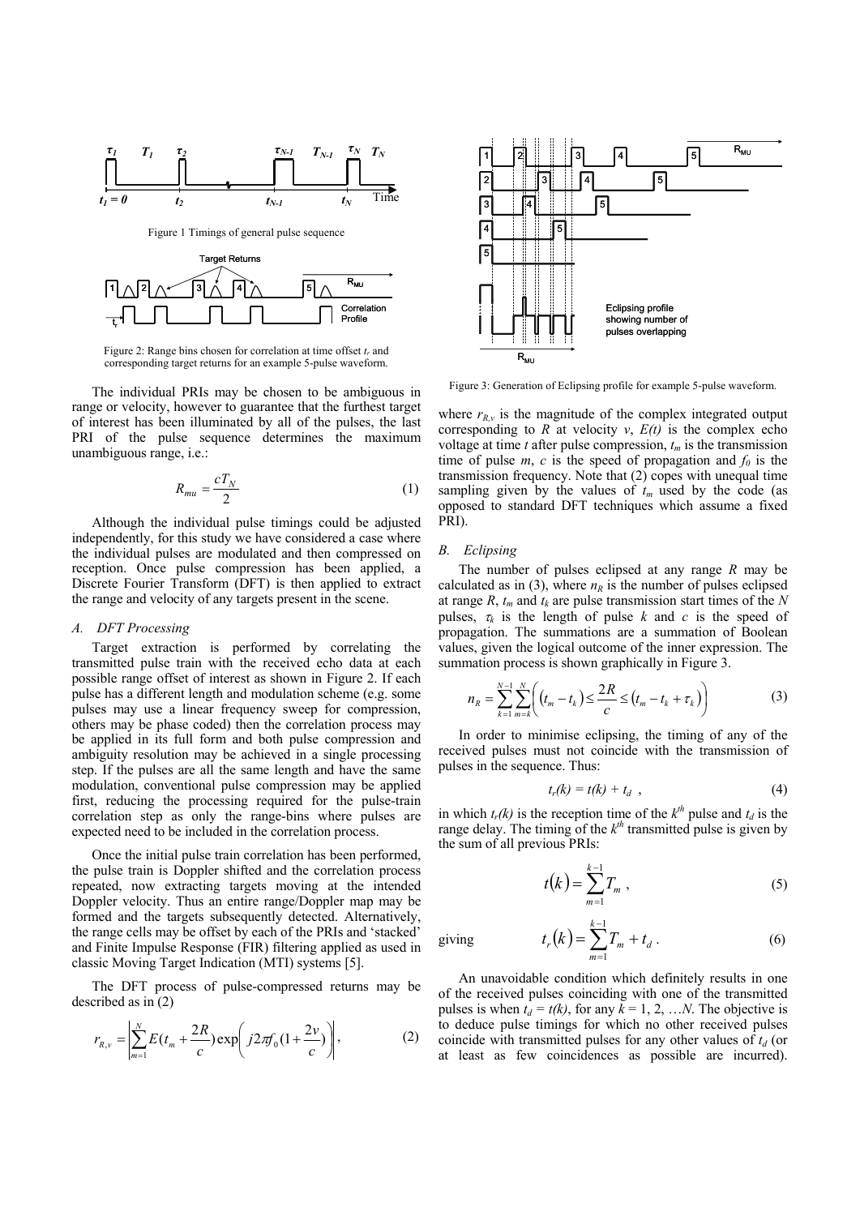Figure 1 Timings of general pulse sequence

Figure 2: Range bins chosen for correlation at time offset $t_r$ and corresponding target returns for an example 5-pulse waveform.

The individual PRIs may be chosen to be ambiguous in range or velocity, however to guarantee that the furthest target of interest has been illuminated by all of the pulses, the last PRI of the pulse sequence determines the maximum unambiguous range, i.e.:

$$R_{mu} = \frac{cT_N}{2} \tag{1}$$

Although the individual pulse timings could be adjusted independently, for this study we have considered a case where the individual pulses are modulated and then compressed on reception. Once pulse compression has been applied, a Discrete Fourier Transform (DFT) is then applied to extract the range and velocity of any targets present in the scene.

### A. DFT Processing

Target extraction is performed by correlating the transmitted pulse train with the received echo data at each possible range offset of interest as shown in Figure 2. If each pulse has a different length and modulation scheme (e.g. some pulses may use a linear frequency sweep for compression, others may be phase coded) then the correlation process may be applied in its full form and both pulse compression and ambiguity resolution may be achieved in a single processing step. If the pulses are all the same length and have the same modulation, conventional pulse compression may be applied first, reducing the processing required for the pulse-train correlation step as only the range-bins where pulses are expected need to be included in the correlation process.

Once the initial pulse train correlation has been performed, the pulse train is Doppler shifted and the correlation process repeated, now extracting targets moving at the intended Doppler velocity. Thus an entire range/Doppler map may be formed and the targets subsequently detected. Alternatively, the range cells may be offset by each of the PRIs and 'stacked' and Finite Impulse Response (FIR) filtering applied as used in classic Moving Target Indication (MTI) systems [5].

The DFT process of pulse-compressed returns may be described as in (2)

$$r_{R,v} = \left| \sum_{m=1}^{N} E(t_m + \frac{2R}{c}) \exp\left( j2\pi f_0 (1 + \frac{2v}{c}) \right) \right|, \tag{2}$$

Figure 3: Generation of Eclipsing profile for example 5-pulse waveform.

where $r_{R,v}$ is the magnitude of the complex integrated output corresponding to $R$ at velocity $v$, $E(t)$ is the complex echo voltage at time $t$ after pulse compression, $t_m$ is the transmission time of pulse $m$, $c$ is the speed of propagation and $f_0$ is the transmission frequency. Note that (2) copes with unequal time sampling given by the values of $t_m$ used by the code (as opposed to standard DFT techniques which assume a fixed PRI).

### B. Eclipsing

The number of pulses eclipsed at any range $R$ may be calculated as in (3), where $n_R$ is the number of pulses eclipsed at range $R$, $t_m$ and $t_k$ are pulse transmission start times of the $N$ pulses, $\tau_k$ is the length of pulse $k$ and $c$ is the speed of propagation. The summations are a summation of Boolean values, given the logical outcome of the inner expression. The summation process is shown graphically in Figure 3.

$$n_R = \sum_{k=1}^{N-1} \sum_{m=k}^{N} \left( (t_m - t_k) \le \frac{2R}{c} \le (t_m - t_k + \tau_k) \right) \tag{3}$$

In order to minimise eclipsing, the timing of any of the received pulses must not coincide with the transmission of pulses in the sequence. Thus:

$$t_r(k) = t(k) + t_d \ , \tag{4}$$

in which $t_r(k)$ is the reception time of the $k^{th}$ pulse and $t_d$ is the range delay. The timing of the $k^{th}$ transmitted pulse is given by the sum of all previous PRIs:

$$t(k) = \sum_{m=1}^{k-1} T_m \ , \tag{5}$$

giving

$$t_r(k) = \sum_{m=1}^{k-1} T_m + t_d \ . \tag{6}$$

An unavoidable condition which definitely results in one of the received pulses coinciding with one of the transmitted pulses is when $t_d = t(k)$, for any $k = 1, 2, \ldots N$. The objective is to deduce pulse timings for which no other received pulses coincide with transmitted pulses for any other values of $t_d$ (or at least as few coincidences as possible are incurred).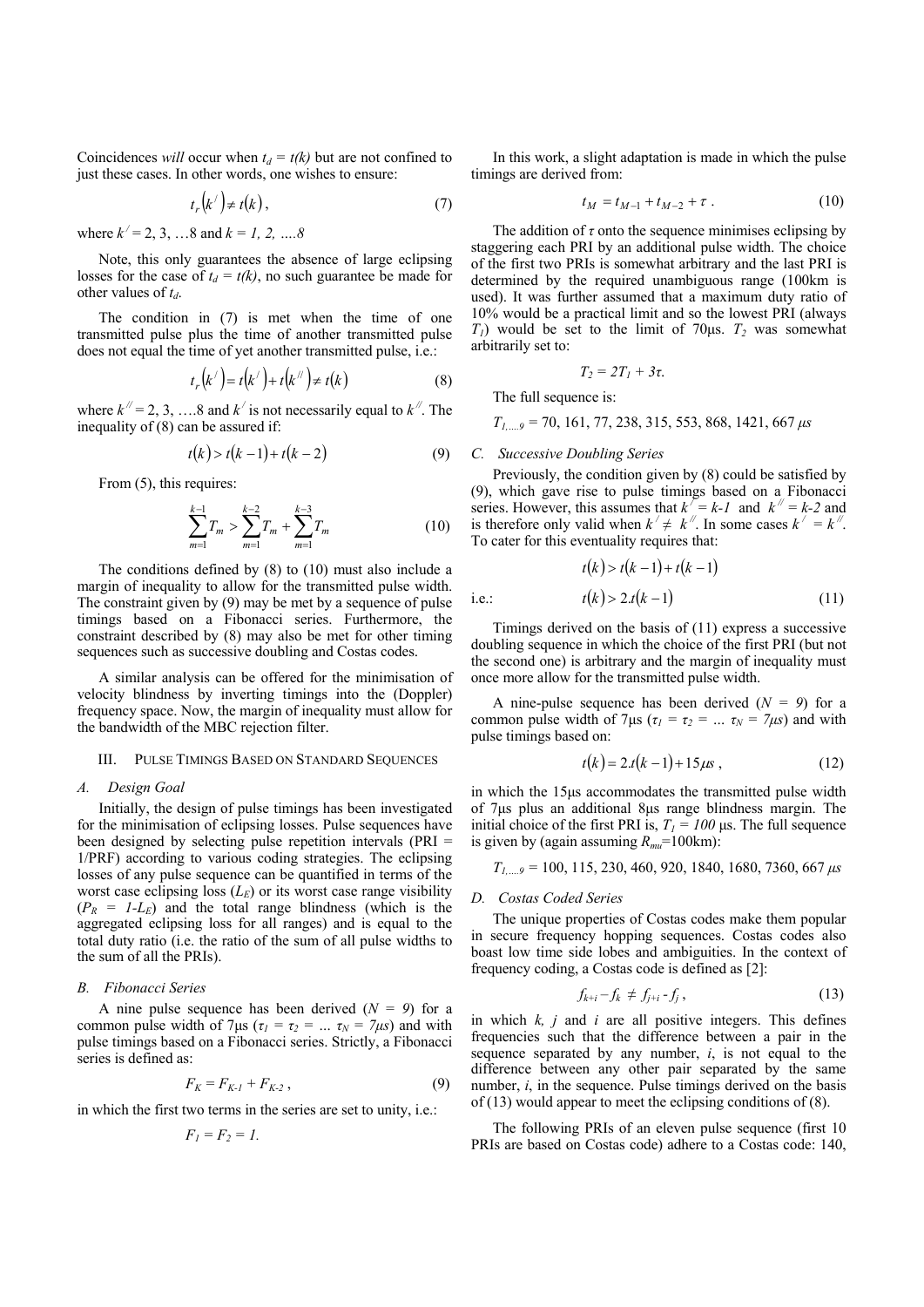Coincidences *will* occur when $t_d = t(k)$ but are not confined to just these cases. In other words, one wishes to ensure:

$$t_r\left(k^{/}\right) \neq t(k), \tag{7}$$

where $k^{/} = 2, 3, \ldots 8$ and $k = 1, 2, \ldots .8$

Note, this only guarantees the absence of large eclipsing losses for the case of $t_d = t(k)$, no such guarantee be made for other values of $t_d$.

The condition in (7) is met when the time of one transmitted pulse plus the time of another transmitted pulse does not equal the time of yet another transmitted pulse, i.e.:

$$t_r\left(k^{/}\right) = t\left(k^{/}\right) + t\left(k^{//}\right) \neq t(k) \tag{8}$$

where $k^{//} = 2, 3, \ldots .8$ and $k^{/}$ is not necessarily equal to $k^{//}$. The inequality of (8) can be assured if:

$$t(k) > t(k-1) + t(k-2) \tag{9}$$

From (5), this requires:

$$\sum_{m=1}^{k-1} T_m > \sum_{m=1}^{k-2} T_m + \sum_{m=1}^{k-3} T_m \tag{10}$$

The conditions defined by (8) to (10) must also include a margin of inequality to allow for the transmitted pulse width. The constraint given by (9) may be met by a sequence of pulse timings based on a Fibonacci series. Furthermore, the constraint described by (8) may also be met for other timing sequences such as successive doubling and Costas codes.

A similar analysis can be offered for the minimisation of velocity blindness by inverting timings into the (Doppler) frequency space. Now, the margin of inequality must allow for the bandwidth of the MBC rejection filter.

## III. Pulse Timings Based on Standard Sequences

### *A. Design Goal*

Initially, the design of pulse timings has been investigated for the minimisation of eclipsing losses. Pulse sequences have been designed by selecting pulse repetition intervals (PRI = 1/PRF) according to various coding strategies. The eclipsing losses of any pulse sequence can be quantified in terms of the worst case eclipsing loss ($L_E$) or its worst case range visibility ($P_R = 1-L_E$) and the total range blindness (which is the aggregated eclipsing loss for all ranges) and is equal to the total duty ratio (i.e. the ratio of the sum of all pulse widths to the sum of all the PRIs).

### *B. Fibonacci Series*

A nine pulse sequence has been derived ($N = 9$) for a common pulse width of 7μs ($\tau_1 = \tau_2 = \ldots\ \tau_N = 7\mu s$) and with pulse timings based on a Fibonacci series. Strictly, a Fibonacci series is defined as:

$$F_K = F_{K-1} + F_{K-2}\,, \tag{9}$$

in which the first two terms in the series are set to unity, i.e.:

$$F_1 = F_2 = 1.$$

In this work, a slight adaptation is made in which the pulse timings are derived from:

$$t_M = t_{M-1} + t_{M-2} + \tau\ . \tag{10}$$

The addition of $\tau$ onto the sequence minimises eclipsing by staggering each PRI by an additional pulse width. The choice of the first two PRIs is somewhat arbitrary and the last PRI is determined by the required unambiguous range (100km is used). It was further assumed that a maximum duty ratio of 10% would be a practical limit and so the lowest PRI (always $T_1$) would be set to the limit of 70μs. $T_2$ was somewhat arbitrarily set to:

$$T_2 = 2T_1 + 3\tau.$$

The full sequence is:

$T_{1,\ldots,9}$ = 70, 161, 77, 238, 315, 553, 868, 1421, 667 $\mu s$

### *C. Successive Doubling Series*

Previously, the condition given by (8) could be satisfied by (9), which gave rise to pulse timings based on a Fibonacci series. However, this assumes that $k^{/} = k\text{-}1$ and $k^{//} = k\text{-}2$ and is therefore only valid when $k^{/} \neq k^{//}$. In some cases $k^{/} = k^{//}$. To cater for this eventuality requires that:

$$t(k) > t(k-1) + t(k-1)$$

i.e.:

$$t(k) > 2.t(k-1) \tag{11}$$

Timings derived on the basis of (11) express a successive doubling sequence in which the choice of the first PRI (but not the second one) is arbitrary and the margin of inequality must once more allow for the transmitted pulse width.

A nine-pulse sequence has been derived ($N = 9$) for a common pulse width of 7μs ($\tau_1 = \tau_2 = \ldots\ \tau_N = 7\mu s$) and with pulse timings based on:

$$t(k) = 2.t(k-1) + 15\mu s\,, \tag{12}$$

in which the 15μs accommodates the transmitted pulse width of 7μs plus an additional 8μs range blindness margin. The initial choice of the first PRI is, $T_1 = 100$ μs. The full sequence is given by (again assuming $R_{mu}$=100km):

$T_{1,\ldots,9}$ = 100, 115, 230, 460, 920, 1840, 1680, 7360, 667 $\mu s$

### *D. Costas Coded Series*

The unique properties of Costas codes make them popular in secure frequency hopping sequences. Costas codes also boast low time side lobes and ambiguities. In the context of frequency coding, a Costas code is defined as [2]:

$$f_{k+i} - f_k \neq f_{j+i} - f_j\,, \tag{13}$$

in which $k$, $j$ and $i$ are all positive integers. This defines frequencies such that the difference between a pair in the sequence separated by any number, $i$, is not equal to the difference between any other pair separated by the same number, $i$, in the sequence. Pulse timings derived on the basis of (13) would appear to meet the eclipsing conditions of (8).

The following PRIs of an eleven pulse sequence (first 10 PRIs are based on Costas code) adhere to a Costas code: 140,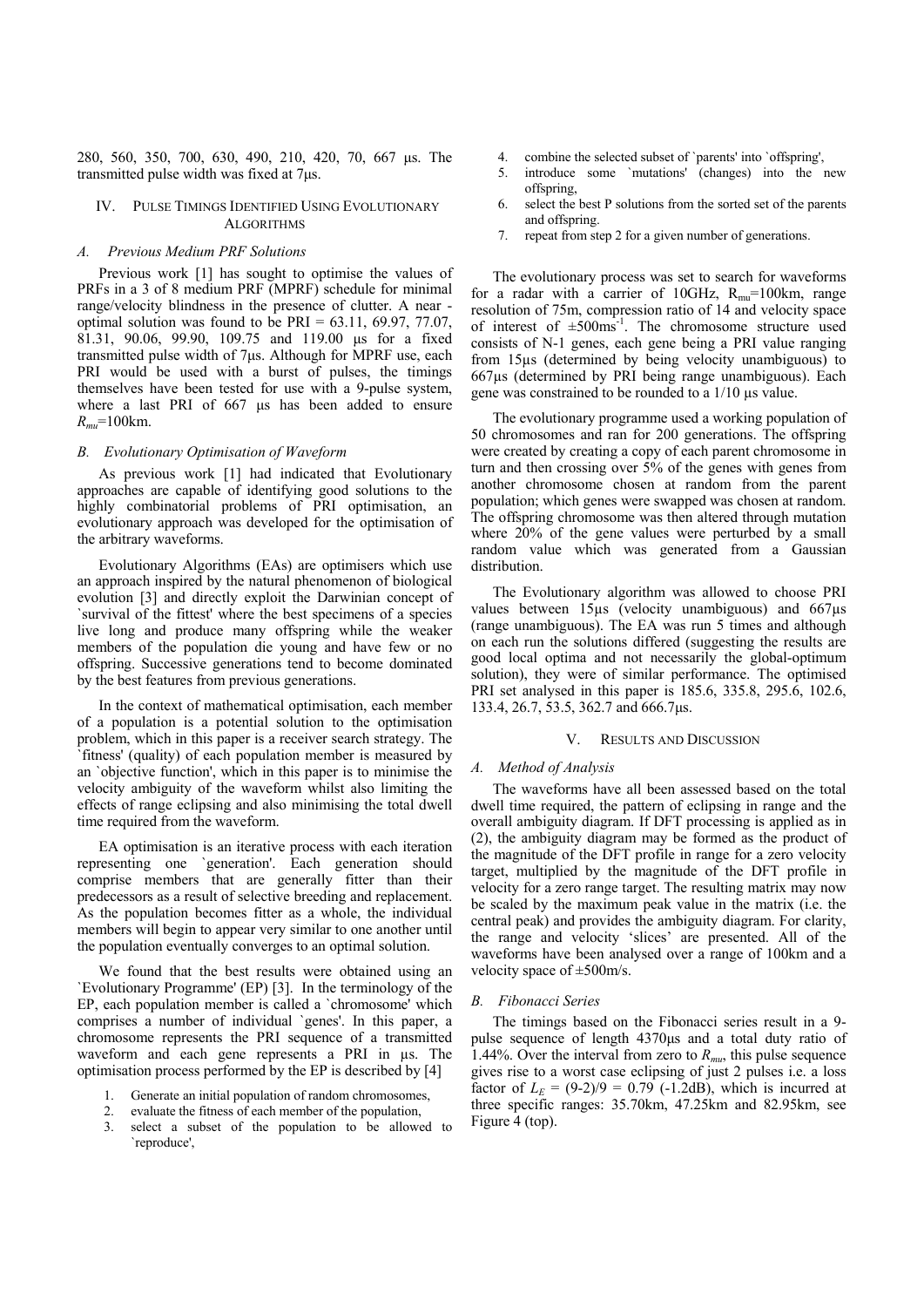280, 560, 350, 700, 630, 490, 210, 420, 70, 667 μs. The transmitted pulse width was fixed at 7μs.

## IV. Pulse Timings Identified Using Evolutionary Algorithms

### *A. Previous Medium PRF Solutions*

Previous work [1] has sought to optimise the values of PRFs in a 3 of 8 medium PRF (MPRF) schedule for minimal range/velocity blindness in the presence of clutter. A near - optimal solution was found to be PRI = 63.11, 69.97, 77.07, 81.31, 90.06, 99.90, 109.75 and 119.00 μs for a fixed transmitted pulse width of 7μs. Although for MPRF use, each PRI would be used with a burst of pulses, the timings themselves have been tested for use with a 9-pulse system, where a last PRI of 667 μs has been added to ensure $R_{mu}$=100km.

### *B. Evolutionary Optimisation of Waveform*

As previous work [1] had indicated that Evolutionary approaches are capable of identifying good solutions to the highly combinatorial problems of PRI optimisation, an evolutionary approach was developed for the optimisation of the arbitrary waveforms.

Evolutionary Algorithms (EAs) are optimisers which use an approach inspired by the natural phenomenon of biological evolution [3] and directly exploit the Darwinian concept of `survival of the fittest' where the best specimens of a species live long and produce many offspring while the weaker members of the population die young and have few or no offspring. Successive generations tend to become dominated by the best features from previous generations.

In the context of mathematical optimisation, each member of a population is a potential solution to the optimisation problem, which in this paper is a receiver search strategy. The `fitness' (quality) of each population member is measured by an `objective function', which in this paper is to minimise the velocity ambiguity of the waveform whilst also limiting the effects of range eclipsing and also minimising the total dwell time required from the waveform.

EA optimisation is an iterative process with each iteration representing one `generation'. Each generation should comprise members that are generally fitter than their predecessors as a result of selective breeding and replacement. As the population becomes fitter as a whole, the individual members will begin to appear very similar to one another until the population eventually converges to an optimal solution.

We found that the best results were obtained using an `Evolutionary Programme' (EP) [3]. In the terminology of the EP, each population member is called a `chromosome' which comprises a number of individual `genes'. In this paper, a chromosome represents the PRI sequence of a transmitted waveform and each gene represents a PRI in μs. The optimisation process performed by the EP is described by [4]

1. Generate an initial population of random chromosomes,
2. evaluate the fitness of each member of the population,
3. select a subset of the population to be allowed to `reproduce',
4. combine the selected subset of `parents' into `offspring',
5. introduce some `mutations' (changes) into the new offspring,
6. select the best P solutions from the sorted set of the parents and offspring.
7. repeat from step 2 for a given number of generations.

The evolutionary process was set to search for waveforms for a radar with a carrier of 10GHz, $R_{mu}$=100km, range resolution of 75m, compression ratio of 14 and velocity space of interest of ±500ms$^{-1}$. The chromosome structure used consists of N-1 genes, each gene being a PRI value ranging from 15μs (determined by being velocity unambiguous) to 667μs (determined by PRI being range unambiguous). Each gene was constrained to be rounded to a 1/10 μs value.

The evolutionary programme used a working population of 50 chromosomes and ran for 200 generations. The offspring were created by creating a copy of each parent chromosome in turn and then crossing over 5% of the genes with genes from another chromosome chosen at random from the parent population; which genes were swapped was chosen at random. The offspring chromosome was then altered through mutation where 20% of the gene values were perturbed by a small random value which was generated from a Gaussian distribution.

The Evolutionary algorithm was allowed to choose PRI values between 15μs (velocity unambiguous) and 667μs (range unambiguous). The EA was run 5 times and although on each run the solutions differed (suggesting the results are good local optima and not necessarily the global-optimum solution), they were of similar performance. The optimised PRI set analysed in this paper is 185.6, 335.8, 295.6, 102.6, 133.4, 26.7, 53.5, 362.7 and 666.7μs.

## V. Results and Discussion

### *A. Method of Analysis*

The waveforms have all been assessed based on the total dwell time required, the pattern of eclipsing in range and the overall ambiguity diagram. If DFT processing is applied as in (2), the ambiguity diagram may be formed as the product of the magnitude of the DFT profile in range for a zero velocity target, multiplied by the magnitude of the DFT profile in velocity for a zero range target. The resulting matrix may now be scaled by the maximum peak value in the matrix (i.e. the central peak) and provides the ambiguity diagram. For clarity, the range and velocity 'slices' are presented. All of the waveforms have been analysed over a range of 100km and a velocity space of ±500m/s.

### *B. Fibonacci Series*

The timings based on the Fibonacci series result in a 9-pulse sequence of length 4370μs and a total duty ratio of 1.44%. Over the interval from zero to $R_{mu}$, this pulse sequence gives rise to a worst case eclipsing of just 2 pulses i.e. a loss factor of $L_E$ = (9-2)/9 = 0.79 (-1.2dB), which is incurred at three specific ranges: 35.70km, 47.25km and 82.95km, see Figure 4 (top).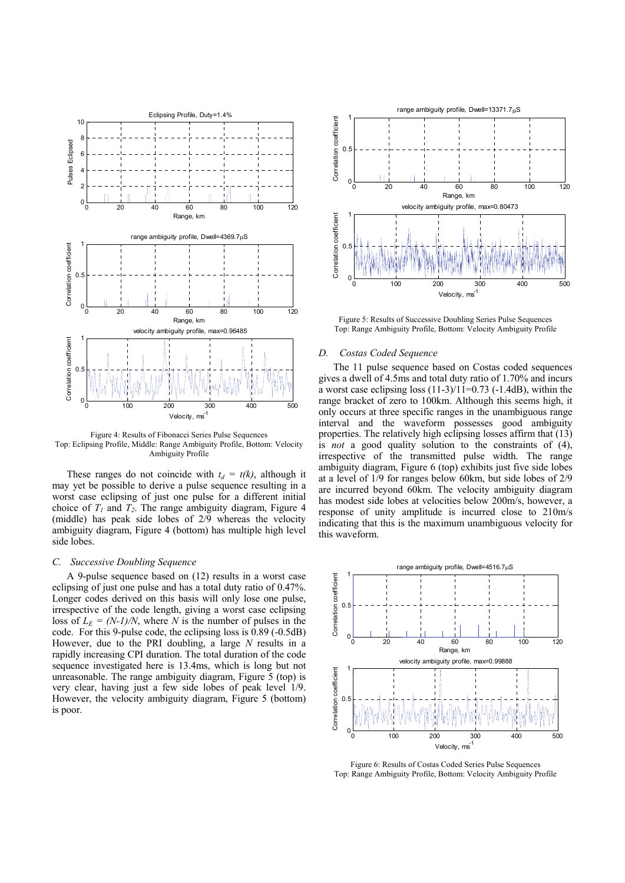Figure 4: Results of Fibonacci Series Pulse Sequences
Top: Eclipsing Profile, Middle: Range Ambiguity Profile, Bottom: Velocity Ambiguity Profile

These ranges do not coincide with $t_d = t(k)$, although it may yet be possible to derive a pulse sequence resulting in a worst case eclipsing of just one pulse for a different initial choice of $T_1$ and $T_2$. The range ambiguity diagram, Figure 4 (middle) has peak side lobes of 2/9 whereas the velocity ambiguity diagram, Figure 4 (bottom) has multiple high level side lobes.

### C. Successive Doubling Sequence

A 9-pulse sequence based on (12) results in a worst case eclipsing of just one pulse and has a total duty ratio of 0.47%. Longer codes derived on this basis will only lose one pulse, irrespective of the code length, giving a worst case eclipsing loss of $L_E = (N-1)/N$, where $N$ is the number of pulses in the code. For this 9-pulse code, the eclipsing loss is 0.89 (-0.5dB) However, due to the PRI doubling, a large $N$ results in a rapidly increasing CPI duration. The total duration of the code sequence investigated here is 13.4ms, which is long but not unreasonable. The range ambiguity diagram, Figure 5 (top) is very clear, having just a few side lobes of peak level 1/9. However, the velocity ambiguity diagram, Figure 5 (bottom) is poor.

Figure 5: Results of Successive Doubling Series Pulse Sequences
Top: Range Ambiguity Profile, Bottom: Velocity Ambiguity Profile

### D. Costas Coded Sequence

The 11 pulse sequence based on Costas coded sequences gives a dwell of 4.5ms and total duty ratio of 1.70% and incurs a worst case eclipsing loss (11-3)/11=0.73 (-1.4dB), within the range bracket of zero to 100km. Although this seems high, it only occurs at three specific ranges in the unambiguous range interval and the waveform possesses good ambiguity properties. The relatively high eclipsing losses affirm that (13) is *not* a good quality solution to the constraints of (4), irrespective of the transmitted pulse width. The range ambiguity diagram, Figure 6 (top) exhibits just five side lobes at a level of 1/9 for ranges below 60km, but side lobes of 2/9 are incurred beyond 60km. The velocity ambiguity diagram has modest side lobes at velocities below 200m/s, however, a response of unity amplitude is incurred close to 210m/s indicating that this is the maximum unambiguous velocity for this waveform.

Figure 6: Results of Costas Coded Series Pulse Sequences
Top: Range Ambiguity Profile, Bottom: Velocity Ambiguity Profile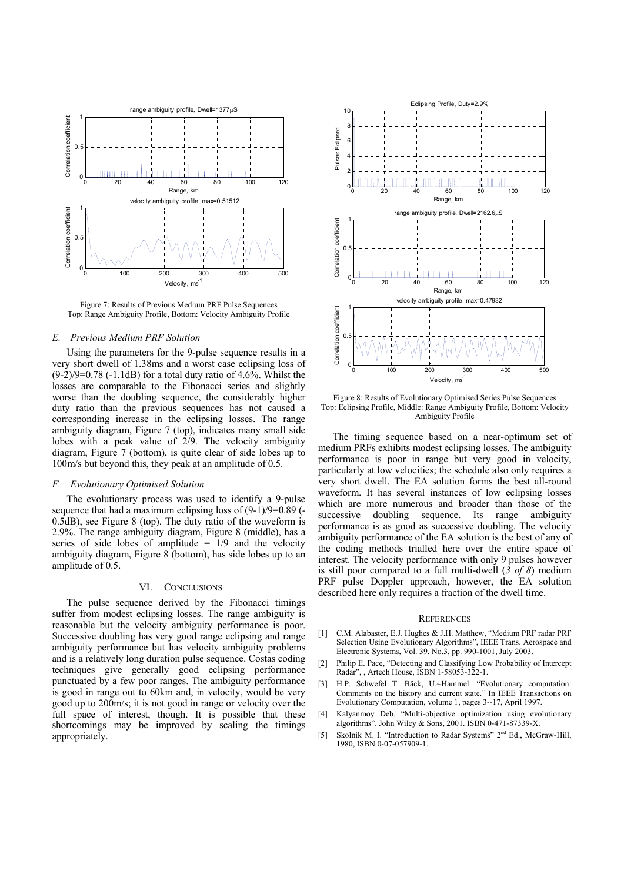range ambiguity profile, Dwell=1377μS

Correlation coefficient

1

0.5

0

0 20 40 60 80 100 120

Range, km

velocity ambiguity profile, max=0.51512

Correlation coefficient

1

0.5

0

0 100 200 300 400 500

Velocity, ms$^{-1}$

Figure 7: Results of Previous Medium PRF Pulse Sequences
Top: Range Ambiguity Profile, Bottom: Velocity Ambiguity Profile

### *E. Previous Medium PRF Solution*

Using the parameters for the 9-pulse sequence results in a very short dwell of 1.38ms and a worst case eclipsing loss of (9-2)/9=0.78 (-1.1dB) for a total duty ratio of 4.6%. Whilst the losses are comparable to the Fibonacci series and slightly worse than the doubling sequence, the considerably higher duty ratio than the previous sequences has not caused a corresponding increase in the eclipsing losses. The range ambiguity diagram, Figure 7 (top), indicates many small side lobes with a peak value of 2/9. The velocity ambiguity diagram, Figure 7 (bottom), is quite clear of side lobes up to 100m/s but beyond this, they peak at an amplitude of 0.5.

### *F. Evolutionary Optimised Solution*

The evolutionary process was used to identify a 9-pulse sequence that had a maximum eclipsing loss of (9-1)/9=0.89 (-0.5dB), see Figure 8 (top). The duty ratio of the waveform is 2.9%. The range ambiguity diagram, Figure 8 (middle), has a series of side lobes of amplitude = 1/9 and the velocity ambiguity diagram, Figure 8 (bottom), has side lobes up to an amplitude of 0.5.

## VI. Conclusions

The pulse sequence derived by the Fibonacci timings suffer from modest eclipsing losses. The range ambiguity is reasonable but the velocity ambiguity performance is poor. Successive doubling has very good range eclipsing and range ambiguity performance but has velocity ambiguity problems and is a relatively long duration pulse sequence. Costas coding techniques give generally good eclipsing performance punctuated by a few poor ranges. The ambiguity performance is good in range out to 60km and, in velocity, would be very good up to 200m/s; it is not good in range or velocity over the full space of interest, though. It is possible that these shortcomings may be improved by scaling the timings appropriately.

Eclipsing Profile, Duty=2.9%

Pulses Eclipsed

10

8

6

4

2

0

0 20 40 60 80 100 120

Range, km

range ambiguity profile, Dwell=2162.6μS

Correlation coefficient

1

0.5

0

0 20 40 60 80 100 120

Range, km

velocity ambiguity profile, max=0.47932

Correlation coefficient

1

0.5

0

0 100 200 300 400 500

Velocity, ms$^{-1}$

Figure 8: Results of Evolutionary Optimised Series Pulse Sequences
Top: Eclipsing Profile, Middle: Range Ambiguity Profile, Bottom: Velocity Ambiguity Profile

The timing sequence based on a near-optimum set of medium PRFs exhibits modest eclipsing losses. The ambiguity performance is poor in range but very good in velocity, particularly at low velocities; the schedule also only requires a very short dwell. The EA solution forms the best all-round waveform. It has several instances of low eclipsing losses which are more numerous and broader than those of the successive doubling sequence. Its range ambiguity performance is as good as successive doubling. The velocity ambiguity performance of the EA solution is the best of any of the coding methods trialled here over the entire space of interest. The velocity performance with only 9 pulses however is still poor compared to a full multi-dwell (*3 of 8*) medium PRF pulse Doppler approach, however, the EA solution described here only requires a fraction of the dwell time.

## References

[1] C.M. Alabaster, E.J. Hughes & J.H. Matthew, "Medium PRF radar PRF Selection Using Evolutionary Algorithms", IEEE Trans. Aerospace and Electronic Systems, Vol. 39, No.3, pp. 990-1001, July 2003.

[2] Philip E. Pace, "Detecting and Classifying Low Probability of Intercept Radar", , Artech House, ISBN 1-58053-322-1.

[3] H.P. Schwefel T. Bäck, U.~Hammel. "Evolutionary computation: Comments on the history and current state." In IEEE Transactions on Evolutionary Computation, volume 1, pages 3--17, April 1997.

[4] Kalyanmoy Deb. "Multi-objective optimization using evolutionary algorithms". John Wiley & Sons, 2001. ISBN 0-471-87339-X.

[5] Skolnik M. I. "Introduction to Radar Systems" 2nd Ed., McGraw-Hill, 1980, ISBN 0-07-057909-1.